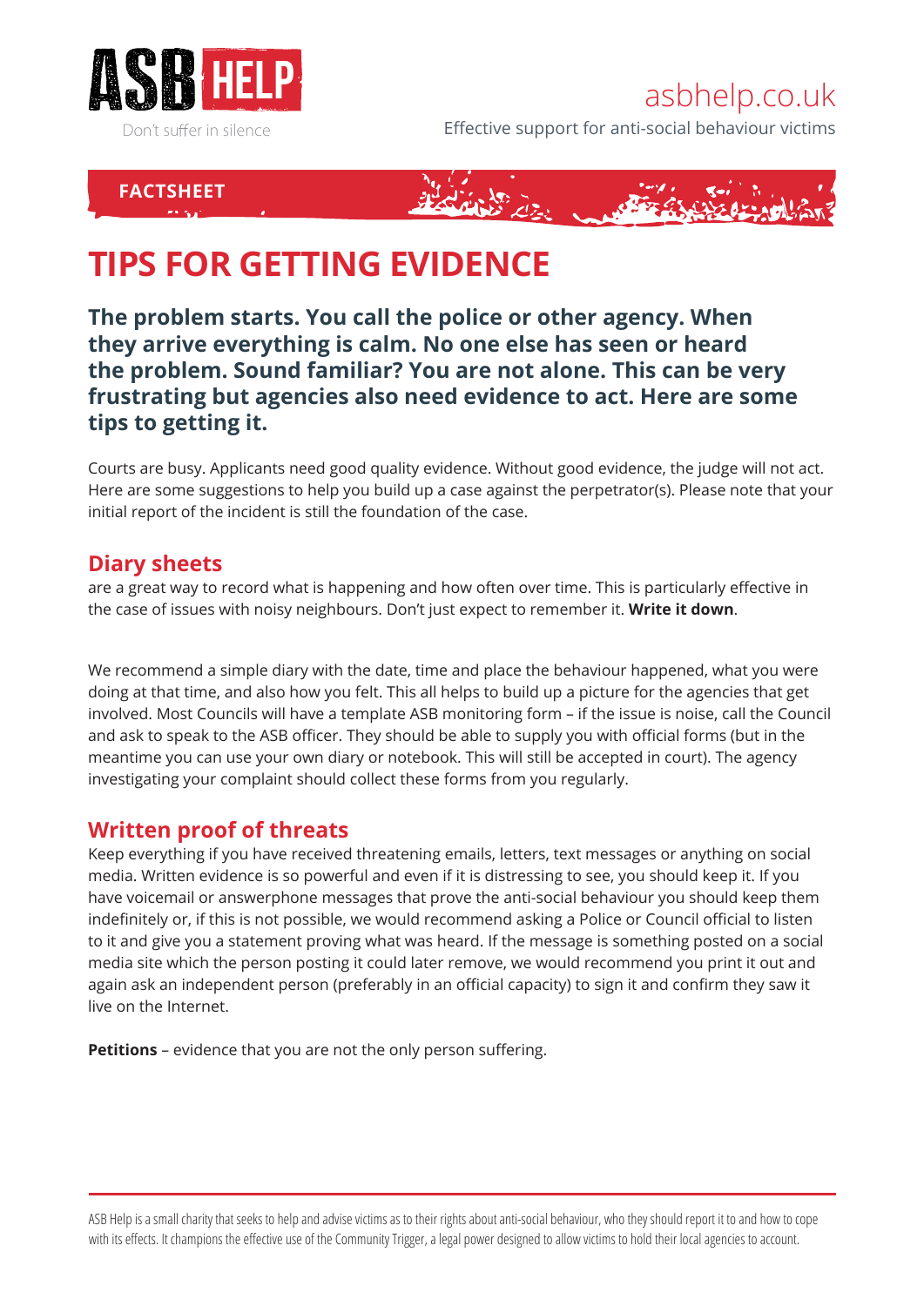ASB HELP

Don't suffer in silence

asbhelp.co.uk

Effective support for anti-social behaviour victims

FACTSHEET

# TIPS FOR GETTING EVIDENCE

**The problem starts. You call the police or other agency. When they arrive everything is calm. No one else has seen or heard the problem. Sound familiar? You are not alone. This can be very frustrating but agencies also need evidence to act. Here are some tips to getting it.**

Courts are busy. Applicants need good quality evidence. Without good evidence, the judge will not act. Here are some suggestions to help you build up a case against the perpetrator(s). Please note that your initial report of the incident is still the foundation of the case.

## Diary sheets

are a great way to record what is happening and how often over time. This is particularly effective in the case of issues with noisy neighbours. Don't just expect to remember it. **Write it down**.

We recommend a simple diary with the date, time and place the behaviour happened, what you were doing at that time, and also how you felt. This all helps to build up a picture for the agencies that get involved. Most Councils will have a template ASB monitoring form – if the issue is noise, call the Council and ask to speak to the ASB officer. They should be able to supply you with official forms (but in the meantime you can use your own diary or notebook. This will still be accepted in court). The agency investigating your complaint should collect these forms from you regularly.

## Written proof of threats

Keep everything if you have received threatening emails, letters, text messages or anything on social media. Written evidence is so powerful and even if it is distressing to see, you should keep it. If you have voicemail or answerphone messages that prove the anti-social behaviour you should keep them indefinitely or, if this is not possible, we would recommend asking a Police or Council official to listen to it and give you a statement proving what was heard. If the message is something posted on a social media site which the person posting it could later remove, we would recommend you print it out and again ask an independent person (preferably in an official capacity) to sign it and confirm they saw it live on the Internet.

**Petitions** – evidence that you are not the only person suffering.

ASB Help is a small charity that seeks to help and advise victims as to their rights about anti-social behaviour, who they should report it to and how to cope with its effects. It champions the effective use of the Community Trigger, a legal power designed to allow victims to hold their local agencies to account.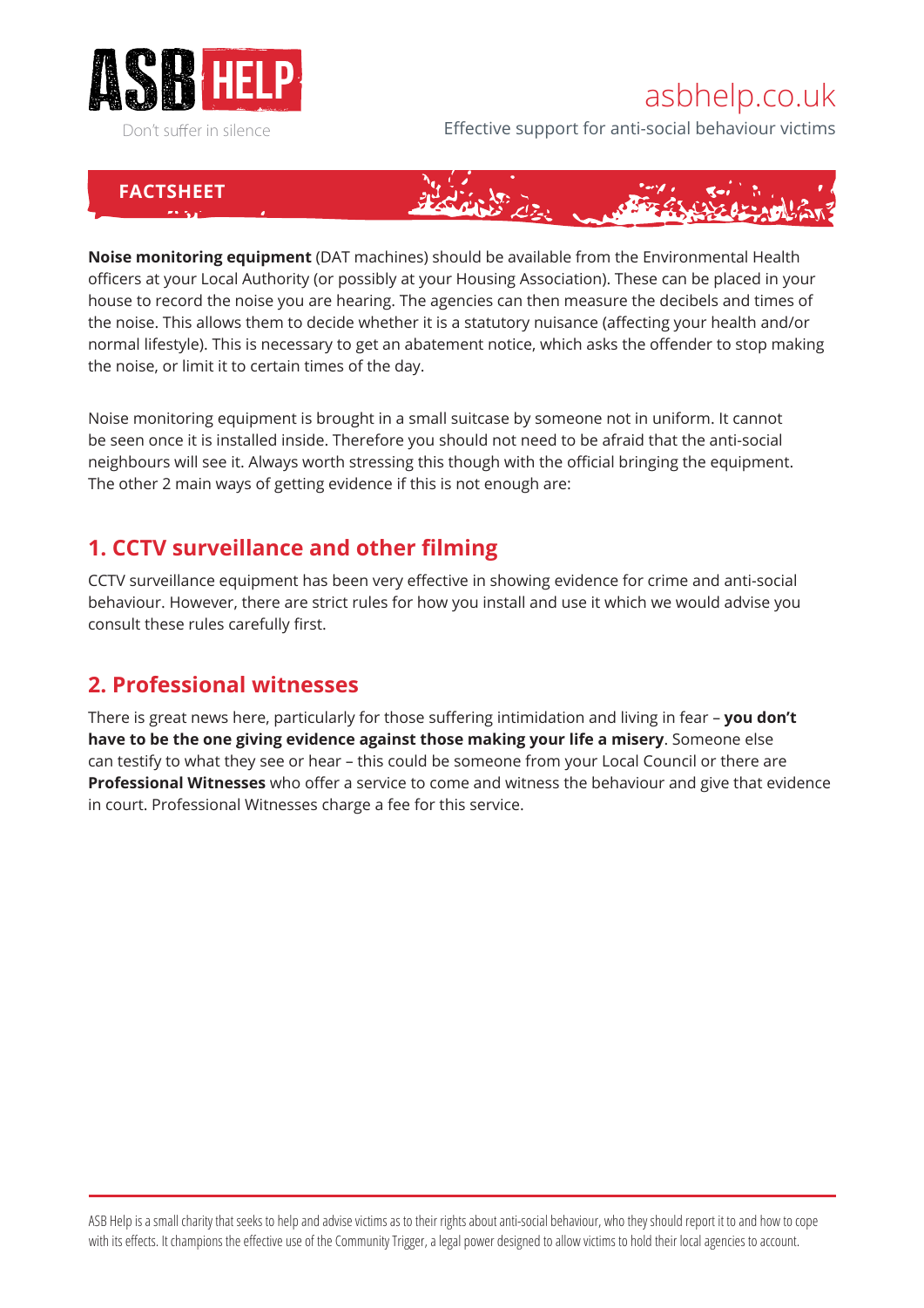**Noise monitoring equipment** (DAT machines) should be available from the Environmental Health officers at your Local Authority (or possibly at your Housing Association). These can be placed in your house to record the noise you are hearing. The agencies can then measure the decibels and times of the noise. This allows them to decide whether it is a statutory nuisance (affecting your health and/or normal lifestyle). This is necessary to get an abatement notice, which asks the offender to stop making the noise, or limit it to certain times of the day.

Noise monitoring equipment is brought in a small suitcase by someone not in uniform. It cannot be seen once it is installed inside. Therefore you should not need to be afraid that the anti-social neighbours will see it. Always worth stressing this though with the official bringing the equipment. The other 2 main ways of getting evidence if this is not enough are:

## 1. CCTV surveillance and other filming

CCTV surveillance equipment has been very effective in showing evidence for crime and anti-social behaviour. However, there are strict rules for how you install and use it which we would advise you consult these rules carefully first.

## 2. Professional witnesses

There is great news here, particularly for those suffering intimidation and living in fear – **you don't have to be the one giving evidence against those making your life a misery**. Someone else can testify to what they see or hear – this could be someone from your Local Council or there are **Professional Witnesses** who offer a service to come and witness the behaviour and give that evidence in court. Professional Witnesses charge a fee for this service.